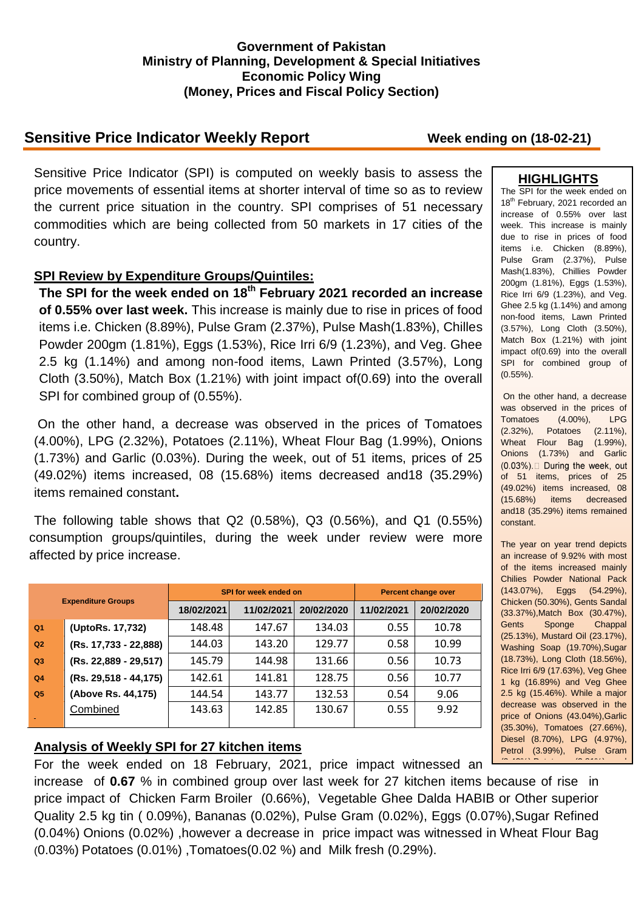**Government of Pakistan**
**Ministry of Planning, Development & Special Initiatives**
**Economic Policy Wing**
**(Money, Prices and Fiscal Policy Section)**

## Sensitive Price Indicator Weekly Report

**Week ending on (18-02-21)**

Sensitive Price Indicator (SPI) is computed on weekly basis to assess the price movements of essential items at shorter interval of time so as to review the current price situation in the country. SPI comprises of 51 necessary commodities which are being collected from 50 markets in 17 cities of the country.

### SPI Review by Expenditure Groups/Quintiles:

**The SPI for the week ended on 18th February 2021 recorded an increase of 0.55% over last week.** This increase is mainly due to rise in prices of food items i.e. Chicken (8.89%), Pulse Gram (2.37%), Pulse Mash(1.83%), Chilles Powder 200gm (1.81%), Eggs (1.53%), Rice Irri 6/9 (1.23%), and Veg. Ghee 2.5 kg (1.14%) and among non-food items, Lawn Printed (3.57%), Long Cloth (3.50%), Match Box (1.21%) with joint impact of(0.69) into the overall SPI for combined group of (0.55%).

On the other hand, a decrease was observed in the prices of Tomatoes (4.00%), LPG (2.32%), Potatoes (2.11%), Wheat Flour Bag (1.99%), Onions (1.73%) and Garlic (0.03%). During the week, out of 51 items, prices of 25 (49.02%) items increased, 08 (15.68%) items decreased and18 (35.29%) items remained constant**.**

The following table shows that Q2 (0.58%), Q3 (0.56%), and Q1 (0.55%) consumption groups/quintiles, during the week under review were more affected by price increase.

| Expenditure Groups | | SPI for week ended on | | | Percent change over | |
|---|---|---|---|---|---|---|
| | | 18/02/2021 | 11/02/2021 | 20/02/2020 | 11/02/2021 | 20/02/2020 |
| Q1 | (UptoRs. 17,732) | 148.48 | 147.67 | 134.03 | 0.55 | 10.78 |
| Q2 | (Rs. 17,733 - 22,888) | 144.03 | 143.20 | 129.77 | 0.58 | 10.99 |
| Q3 | (Rs. 22,889 - 29,517) | 145.79 | 144.98 | 131.66 | 0.56 | 10.73 |
| Q4 | (Rs. 29,518 - 44,175) | 142.61 | 141.81 | 128.75 | 0.56 | 10.77 |
| Q5 | (Above Rs. 44,175) | 144.54 | 143.77 | 132.53 | 0.54 | 9.06 |
| | Combined | 143.63 | 142.85 | 130.67 | 0.55 | 9.92 |

### HIGHLIGHTS

The SPI for the week ended on 18th February, 2021 recorded an increase of 0.55% over last week. This increase is mainly due to rise in prices of food items i.e. Chicken (8.89%), Pulse Gram (2.37%), Pulse Mash(1.83%), Chillies Powder 200gm (1.81%), Eggs (1.53%), Rice Irri 6/9 (1.23%), and Veg. Ghee 2.5 kg (1.14%) and among non-food items, Lawn Printed (3.57%), Long Cloth (3.50%), Match Box (1.21%) with joint impact of(0.69) into the overall SPI for combined group of (0.55%).

On the other hand, a decrease was observed in the prices of Tomatoes (4.00%), LPG (2.32%), Potatoes (2.11%), Wheat Flour Bag (1.99%), Onions (1.73%) and Garlic (0.03%). During the week, out of 51 items, prices of 25 (49.02%) items increased, 08 (15.68%) items decreased and18 (35.29%) items remained constant.

The year on year trend depicts an increase of 9.92% with most of the items increased mainly Chilies Powder National Pack (143.07%), Eggs (54.29%), Chicken (50.30%), Gents Sandal (33.37%),Match Box (30.47%), Gents Sponge Chappal (25.13%), Mustard Oil (23.17%), Washing Soap (19.70%),Sugar (18.73%), Long Cloth (18.56%), Rice Irri 6/9 (17.63%), Veg Ghee 1 kg (16.89%) and Veg Ghee 2.5 kg (15.46%). While a major decrease was observed in the price of Onions (43.04%),Garlic (35.30%), Tomatoes (27.66%), Diesel (8.70%), LPG (4.97%), Petrol (3.99%), Pulse Gram

### Analysis of Weekly SPI for 27 kitchen items

For the week ended on 18 February, 2021, price impact witnessed an increase of **0.67** % in combined group over last week for 27 kitchen items because of rise in price impact of Chicken Farm Broiler (0.66%), Vegetable Ghee Dalda HABIB or Other superior Quality 2.5 kg tin ( 0.09%), Bananas (0.02%), Pulse Gram (0.02%), Eggs (0.07%),Sugar Refined (0.04%) Onions (0.02%) ,however a decrease in price impact was witnessed in Wheat Flour Bag (0.03%) Potatoes (0.01%) ,Tomatoes(0.02 %) and Milk fresh (0.29%).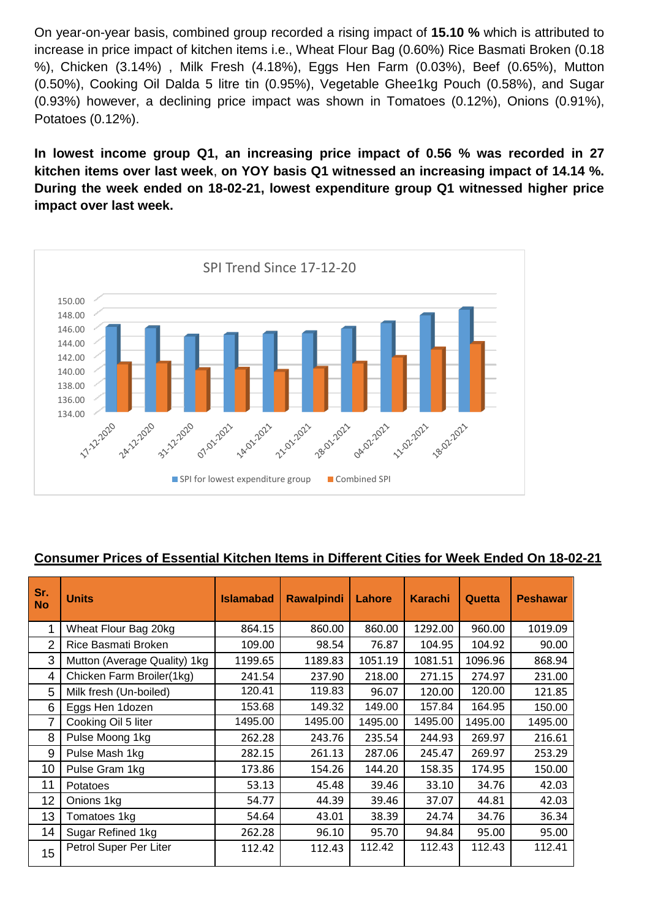On year-on-year basis, combined group recorded a rising impact of **15.10 %** which is attributed to increase in price impact of kitchen items i.e., Wheat Flour Bag (0.60%) Rice Basmati Broken (0.18 %), Chicken (3.14%) , Milk Fresh (4.18%), Eggs Hen Farm (0.03%), Beef (0.65%), Mutton (0.50%), Cooking Oil Dalda 5 litre tin (0.95%), Vegetable Ghee1kg Pouch (0.58%), and Sugar (0.93%) however, a declining price impact was shown in Tomatoes (0.12%), Onions (0.91%), Potatoes (0.12%).

**In lowest income group Q1, an increasing price impact of 0.56 % was recorded in 27 kitchen items over last week**, **on YOY basis Q1 witnessed an increasing impact of 14.14 %. During the week ended on 18-02-21, lowest expenditure group Q1 witnessed higher price impact over last week.**

SPI Trend Since 17-12-20

SPI for lowest expenditure group | Combined SPI

## Consumer Prices of Essential Kitchen Items in Different Cities for Week Ended On 18-02-21

| Sr. No | Units | Islamabad | Rawalpindi | Lahore | Karachi | Quetta | Peshawar |
|---|---|---|---|---|---|---|---|
| 1 | Wheat Flour Bag 20kg | 864.15 | 860.00 | 860.00 | 1292.00 | 960.00 | 1019.09 |
| 2 | Rice Basmati Broken | 109.00 | 98.54 | 76.87 | 104.95 | 104.92 | 90.00 |
| 3 | Mutton (Average Quality) 1kg | 1199.65 | 1189.83 | 1051.19 | 1081.51 | 1096.96 | 868.94 |
| 4 | Chicken Farm Broiler(1kg) | 241.54 | 237.90 | 218.00 | 271.15 | 274.97 | 231.00 |
| 5 | Milk fresh (Un-boiled) | 120.41 | 119.83 | 96.07 | 120.00 | 120.00 | 121.85 |
| 6 | Eggs Hen 1dozen | 153.68 | 149.32 | 149.00 | 157.84 | 164.95 | 150.00 |
| 7 | Cooking Oil 5 liter | 1495.00 | 1495.00 | 1495.00 | 1495.00 | 1495.00 | 1495.00 |
| 8 | Pulse Moong 1kg | 262.28 | 243.76 | 235.54 | 244.93 | 269.97 | 216.61 |
| 9 | Pulse Mash 1kg | 282.15 | 261.13 | 287.06 | 245.47 | 269.97 | 253.29 |
| 10 | Pulse Gram 1kg | 173.86 | 154.26 | 144.20 | 158.35 | 174.95 | 150.00 |
| 11 | Potatoes | 53.13 | 45.48 | 39.46 | 33.10 | 34.76 | 42.03 |
| 12 | Onions 1kg | 54.77 | 44.39 | 39.46 | 37.07 | 44.81 | 42.03 |
| 13 | Tomatoes 1kg | 54.64 | 43.01 | 38.39 | 24.74 | 34.76 | 36.34 |
| 14 | Sugar Refined 1kg | 262.28 | 96.10 | 95.70 | 94.84 | 95.00 | 95.00 |
| 15 | Petrol Super Per Liter | 112.42 | 112.43 | 112.42 | 112.43 | 112.43 | 112.41 |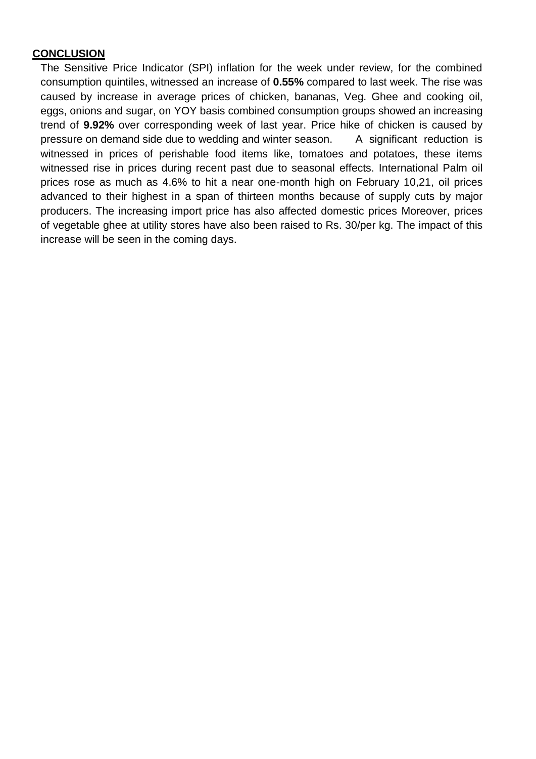**CONCLUSION**

The Sensitive Price Indicator (SPI) inflation for the week under review, for the combined consumption quintiles, witnessed an increase of **0.55%** compared to last week. The rise was caused by increase in average prices of chicken, bananas, Veg. Ghee and cooking oil, eggs, onions and sugar, on YOY basis combined consumption groups showed an increasing trend of **9.92%** over corresponding week of last year. Price hike of chicken is caused by pressure on demand side due to wedding and winter season. A significant reduction is witnessed in prices of perishable food items like, tomatoes and potatoes, these items witnessed rise in prices during recent past due to seasonal effects. International Palm oil prices rose as much as 4.6% to hit a near one-month high on February 10,21, oil prices advanced to their highest in a span of thirteen months because of supply cuts by major producers. The increasing import price has also affected domestic prices Moreover, prices of vegetable ghee at utility stores have also been raised to Rs. 30/per kg. The impact of this increase will be seen in the coming days.